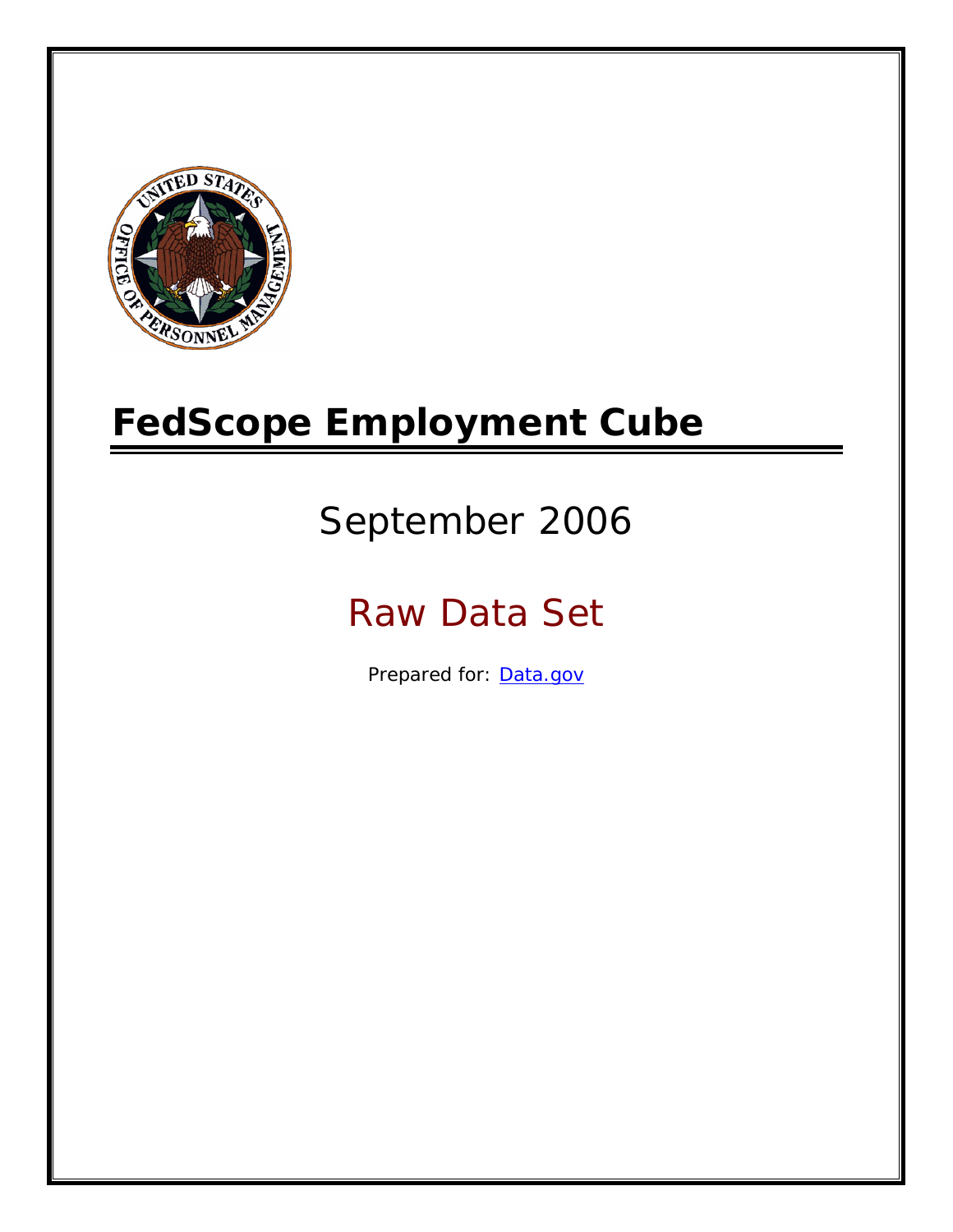# FedScope Employment Cube

## September 2006

## Raw Data Set

Prepared for: [Data.gov](http://www.data.gov)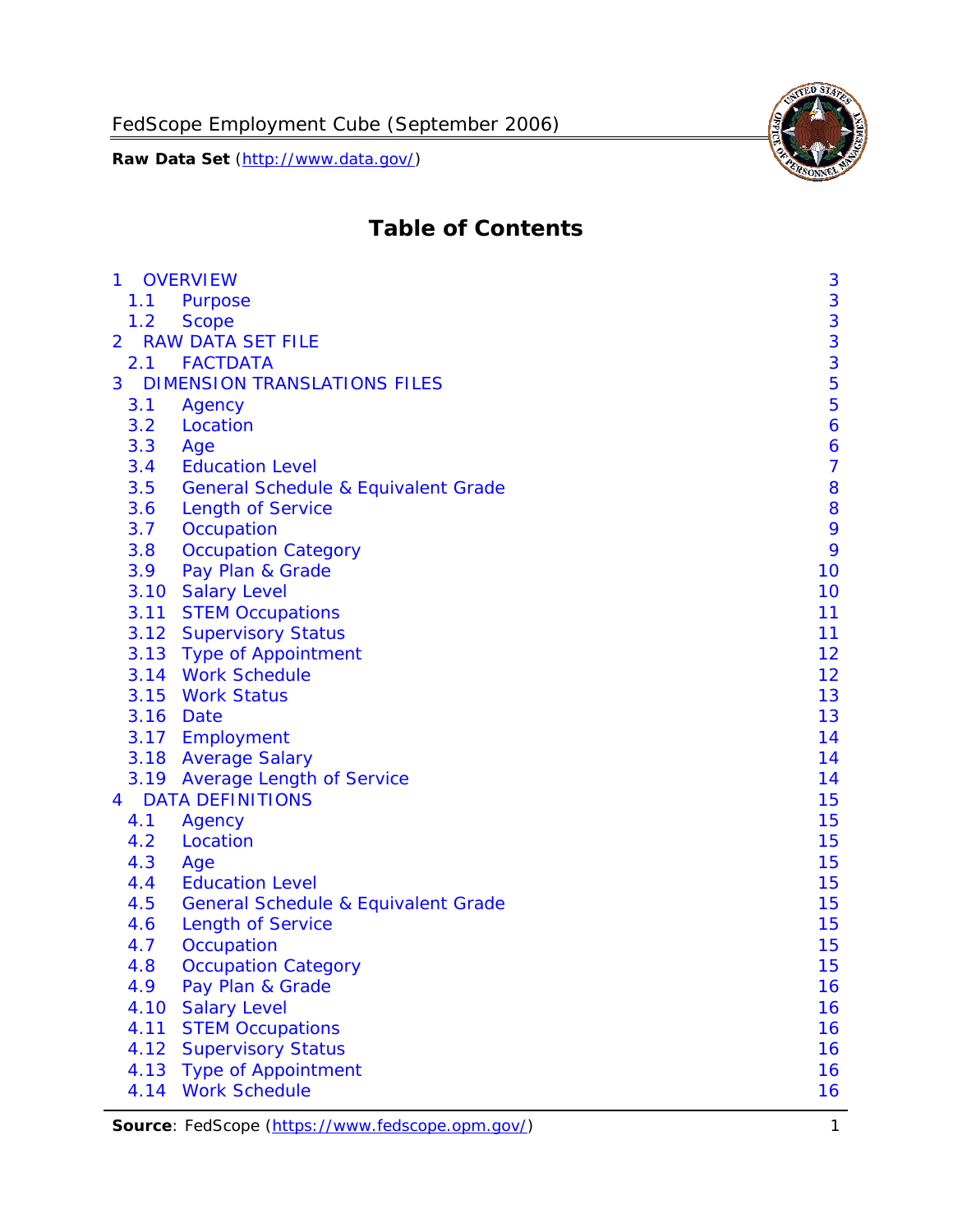# Table of Contents

| | | |
|---|---|---|
| 1 | OVERVIEW | 3 |
| 1.1 | Purpose | 3 |
| 1.2 | Scope | 3 |
| 2 | RAW DATA SET FILE | 3 |
| 2.1 | FACTDATA | 3 |
| 3 | DIMENSION TRANSLATIONS FILES | 5 |
| 3.1 | Agency | 5 |
| 3.2 | Location | 6 |
| 3.3 | Age | 6 |
| 3.4 | Education Level | 7 |
| 3.5 | General Schedule & Equivalent Grade | 8 |
| 3.6 | Length of Service | 8 |
| 3.7 | Occupation | 9 |
| 3.8 | Occupation Category | 9 |
| 3.9 | Pay Plan & Grade | 10 |
| 3.10 | Salary Level | 10 |
| 3.11 | STEM Occupations | 11 |
| 3.12 | Supervisory Status | 11 |
| 3.13 | Type of Appointment | 12 |
| 3.14 | Work Schedule | 12 |
| 3.15 | Work Status | 13 |
| 3.16 | Date | 13 |
| 3.17 | Employment | 14 |
| 3.18 | Average Salary | 14 |
| 3.19 | Average Length of Service | 14 |
| 4 | DATA DEFINITIONS | 15 |
| 4.1 | Agency | 15 |
| 4.2 | Location | 15 |
| 4.3 | Age | 15 |
| 4.4 | Education Level | 15 |
| 4.5 | General Schedule & Equivalent Grade | 15 |
| 4.6 | Length of Service | 15 |
| 4.7 | Occupation | 15 |
| 4.8 | Occupation Category | 15 |
| 4.9 | Pay Plan & Grade | 16 |
| 4.10 | Salary Level | 16 |
| 4.11 | STEM Occupations | 16 |
| 4.12 | Supervisory Status | 16 |
| 4.13 | Type of Appointment | 16 |
| 4.14 | Work Schedule | 16 |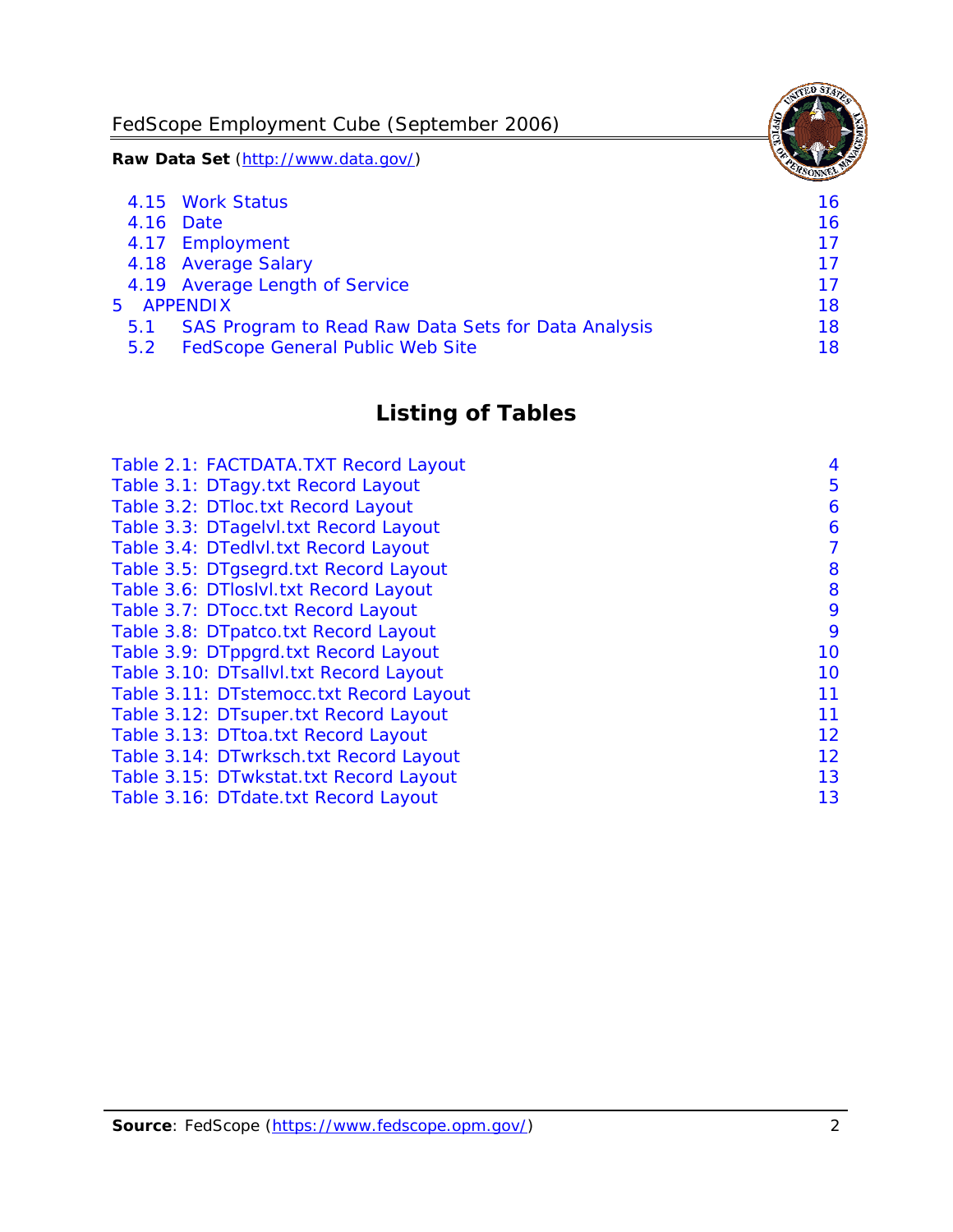4.15 Work Status 16
4.16 Date 16
4.17 Employment 17
4.18 Average Salary 17
4.19 Average Length of Service 17
5 APPENDIX 18
5.1 SAS Program to Read Raw Data Sets for Data Analysis 18
5.2 FedScope General Public Web Site 18

## Listing of Tables

Table 2.1: FACTDATA.TXT Record Layout 4
Table 3.1: DTagy.txt Record Layout 5
Table 3.2: DTloc.txt Record Layout 6
Table 3.3: DTagelvl.txt Record Layout 6
Table 3.4: DTedlvl.txt Record Layout 7
Table 3.5: DTgsegrd.txt Record Layout 8
Table 3.6: DTloslvl.txt Record Layout 8
Table 3.7: DTocc.txt Record Layout 9
Table 3.8: DTpatco.txt Record Layout 9
Table 3.9: DTppgrd.txt Record Layout 10
Table 3.10: DTsallvl.txt Record Layout 10
Table 3.11: DTstemocc.txt Record Layout 11
Table 3.12: DTsuper.txt Record Layout 11
Table 3.13: DTtoa.txt Record Layout 12
Table 3.14: DTwrksch.txt Record Layout 12
Table 3.15: DTwkstat.txt Record Layout 13
Table 3.16: DTdate.txt Record Layout 13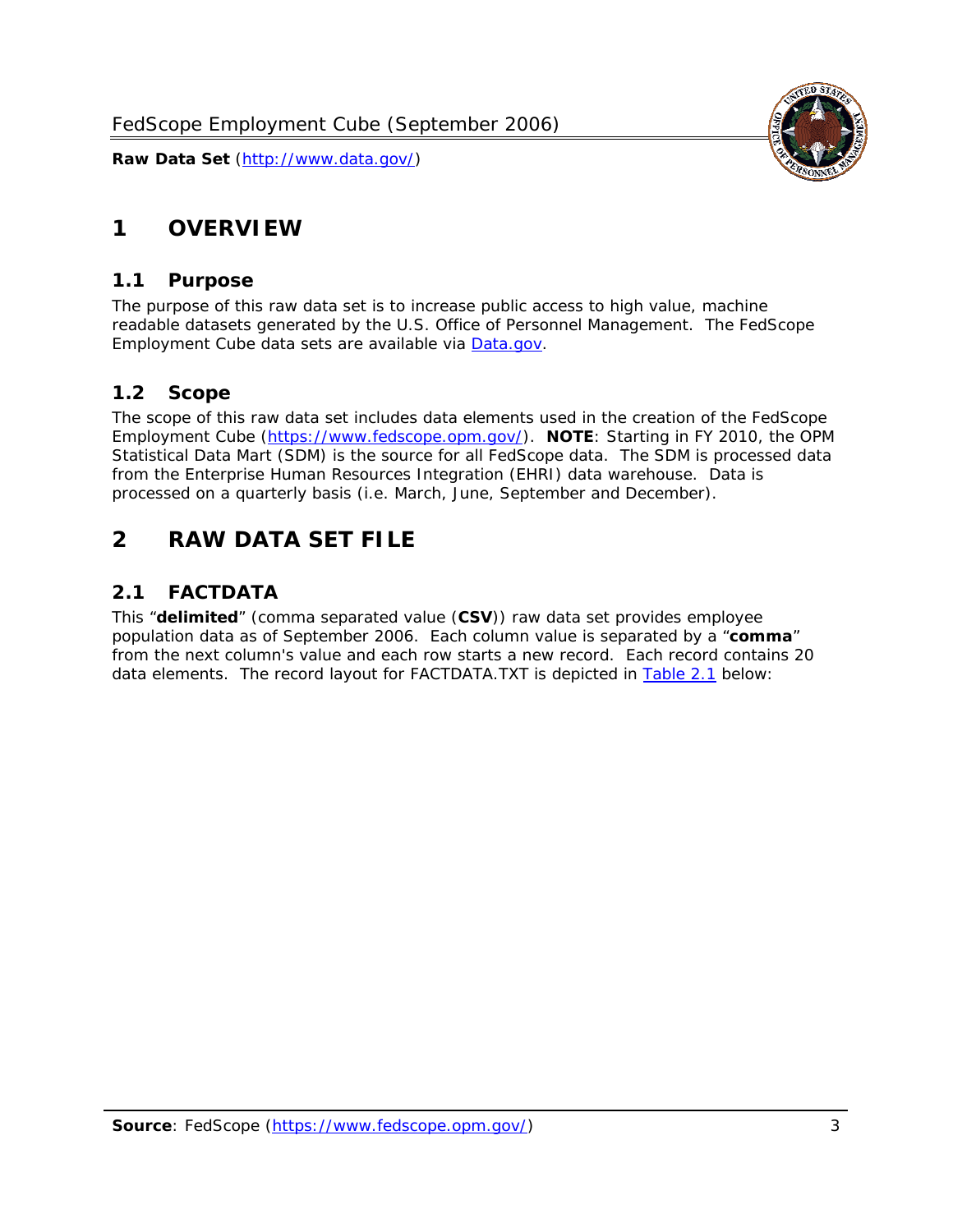# 1 OVERVIEW

## 1.1 Purpose

The purpose of this raw data set is to increase public access to high value, machine readable datasets generated by the U.S. Office of Personnel Management. The FedScope Employment Cube data sets are available via [Data.gov](http://www.data.gov/).

## 1.2 Scope

The scope of this raw data set includes data elements used in the creation of the FedScope Employment Cube ([https://www.fedscope.opm.gov/](https://www.fedscope.opm.gov/)). **NOTE**: Starting in FY 2010, the OPM Statistical Data Mart (SDM) is the source for all FedScope data. The SDM is processed data from the Enterprise Human Resources Integration (EHRI) data warehouse. Data is processed on a quarterly basis (i.e. March, June, September and December).

# 2 RAW DATA SET FILE

## 2.1 FACTDATA

This "**delimited**" (comma separated value (**CSV**)) raw data set provides employee population data as of September 2006. Each column value is separated by a "**comma**" from the next column's value and each row starts a new record. Each record contains 20 data elements. The record layout for FACTDATA.TXT is depicted in Table 2.1 below: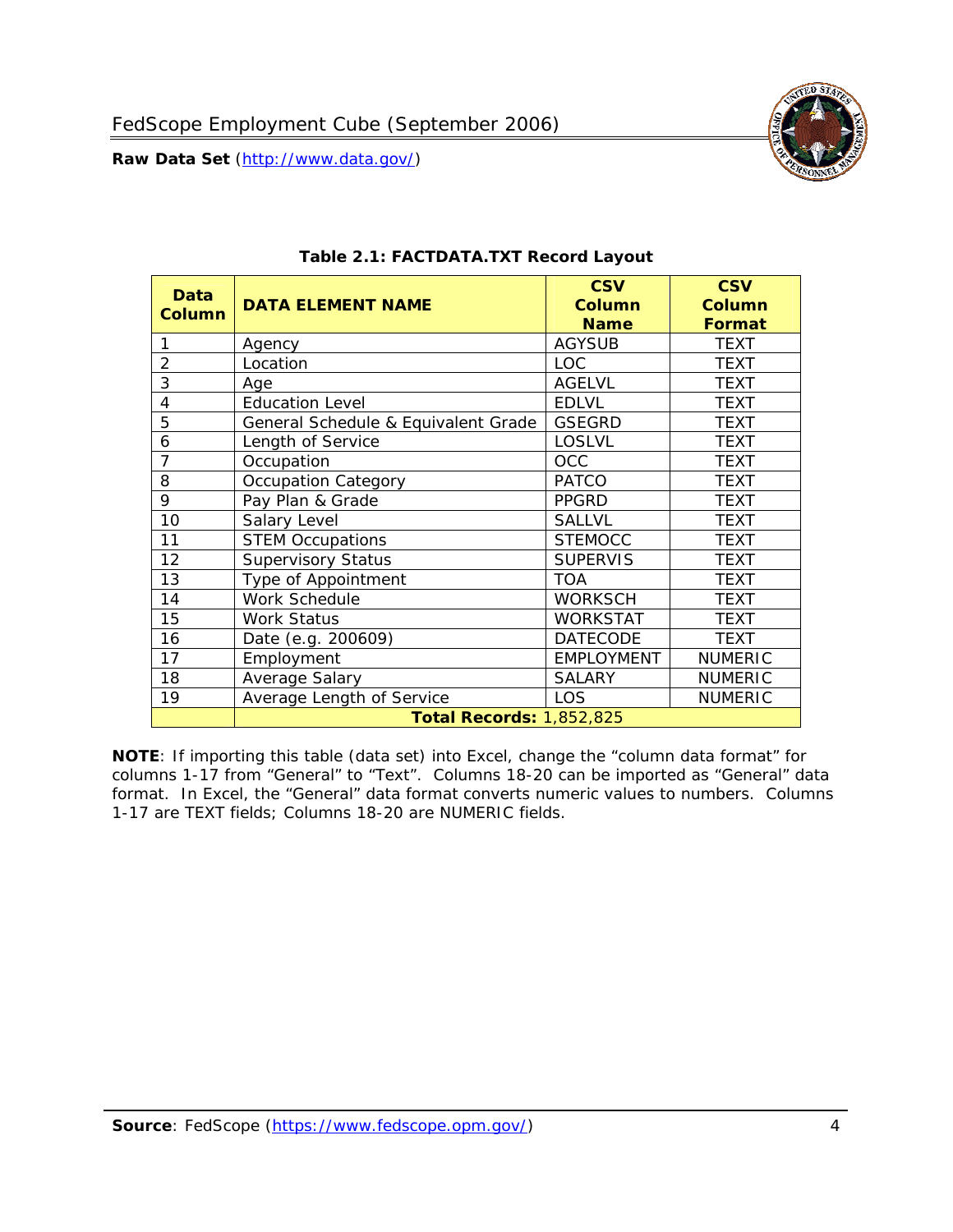**Table 2.1: FACTDATA.TXT Record Layout**

| Data Column | DATA ELEMENT NAME | CSV Column Name | CSV Column Format |
|---|---|---|---|
| 1 | Agency | AGYSUB | TEXT |
| 2 | Location | LOC | TEXT |
| 3 | Age | AGELVL | TEXT |
| 4 | Education Level | EDLVL | TEXT |
| 5 | General Schedule & Equivalent Grade | GSEGRD | TEXT |
| 6 | Length of Service | LOSLVL | TEXT |
| 7 | Occupation | OCC | TEXT |
| 8 | Occupation Category | PATCO | TEXT |
| 9 | Pay Plan & Grade | PPGRD | TEXT |
| 10 | Salary Level | SALLVL | TEXT |
| 11 | STEM Occupations | STEMOCC | TEXT |
| 12 | Supervisory Status | SUPERVIS | TEXT |
| 13 | Type of Appointment | TOA | TEXT |
| 14 | Work Schedule | WORKSCH | TEXT |
| 15 | Work Status | WORKSTAT | TEXT |
| 16 | Date (e.g. 200609) | DATECODE | TEXT |
| 17 | Employment | EMPLOYMENT | NUMERIC |
| 18 | Average Salary | SALARY | NUMERIC |
| 19 | Average Length of Service | LOS | NUMERIC |
| | **Total Records:** 1,852,825 | | |

**NOTE**: If importing this table (data set) into Excel, change the "column data format" for columns 1-17 from "General" to "Text". Columns 18-20 can be imported as "General" data format. In Excel, the "General" data format converts numeric values to numbers. Columns 1-17 are TEXT fields; Columns 18-20 are NUMERIC fields.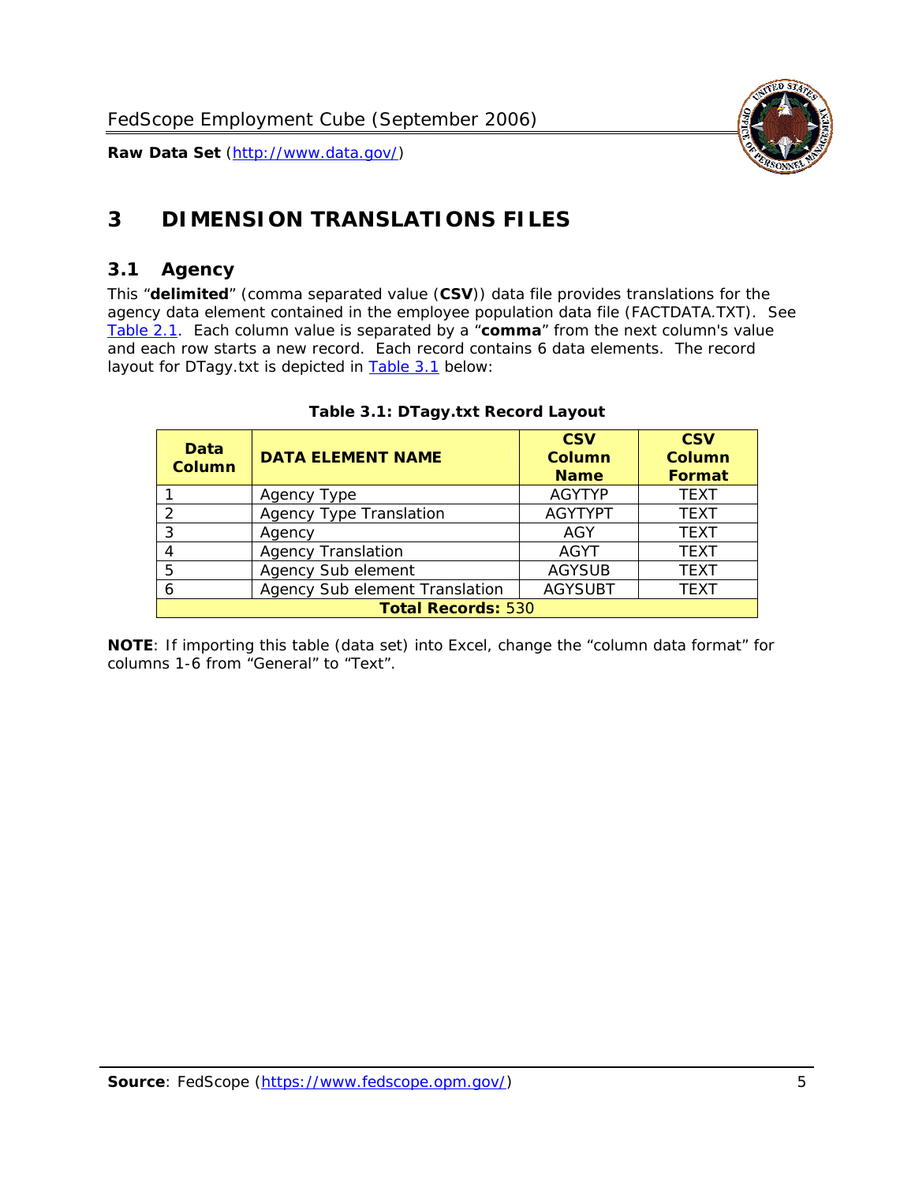# 3 DIMENSION TRANSLATIONS FILES

## 3.1 Agency

This "**delimited**" (comma separated value (**CSV**)) data file provides translations for the agency data element contained in the employee population data file (FACTDATA.TXT). See Table 2.1. Each column value is separated by a "**comma**" from the next column's value and each row starts a new record. Each record contains 6 data elements. The record layout for DTagy.txt is depicted in Table 3.1 below:

**Table 3.1: DTagy.txt Record Layout**

| Data Column | DATA ELEMENT NAME | CSV Column Name | CSV Column Format |
|---|---|---|---|
| 1 | Agency Type | AGYTYP | TEXT |
| 2 | Agency Type Translation | AGYTYPT | TEXT |
| 3 | Agency | AGY | TEXT |
| 4 | Agency Translation | AGYT | TEXT |
| 5 | Agency Sub element | AGYSUB | TEXT |
| 6 | Agency Sub element Translation | AGYSUBT | TEXT |
| **Total Records:** 530 | | | |

**NOTE**: If importing this table (data set) into Excel, change the "column data format" for columns 1-6 from "General" to "Text".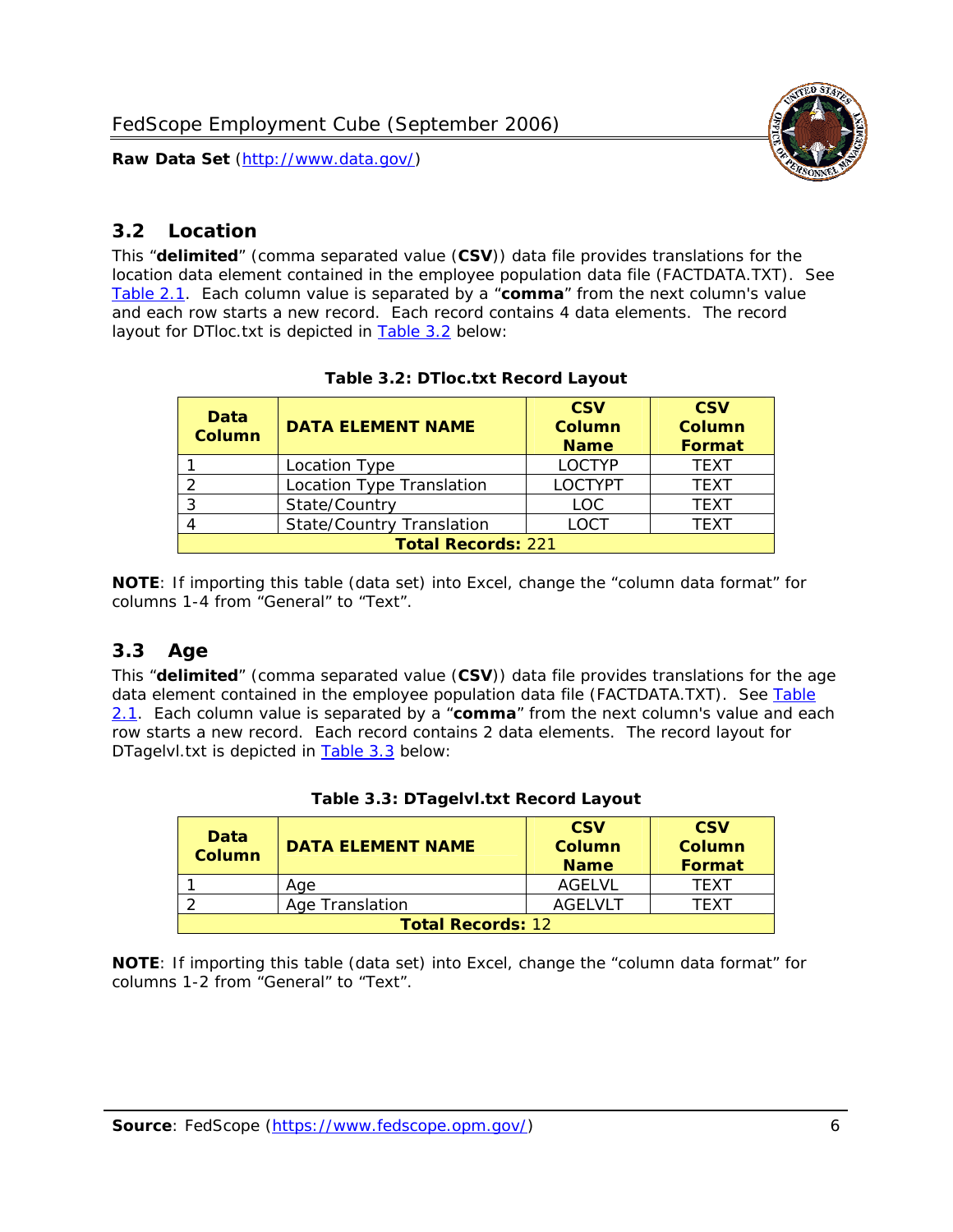## 3.2 Location

This “**delimited**” (comma separated value (**CSV**)) data file provides translations for the location data element contained in the employee population data file (FACTDATA.TXT). See Table 2.1. Each column value is separated by a “**comma**” from the next column's value and each row starts a new record. Each record contains 4 data elements. The record layout for DTloc.txt is depicted in Table 3.2 below:

**Table 3.2: DTloc.txt Record Layout**

| Data Column | DATA ELEMENT NAME | CSV Column Name | CSV Column Format |
|---|---|---|---|
| 1 | Location Type | LOCTYP | TEXT |
| 2 | Location Type Translation | LOCTYPT | TEXT |
| 3 | State/Country | LOC | TEXT |
| 4 | State/Country Translation | LOCT | TEXT |
| **Total Records:** 221 | | | |

**NOTE**: If importing this table (data set) into Excel, change the “column data format” for columns 1-4 from “General” to “Text”.

## 3.3 Age

This “**delimited**” (comma separated value (**CSV**)) data file provides translations for the age data element contained in the employee population data file (FACTDATA.TXT). See Table 2.1. Each column value is separated by a “**comma**” from the next column's value and each row starts a new record. Each record contains 2 data elements. The record layout for DTagelvl.txt is depicted in Table 3.3 below:

**Table 3.3: DTagelvl.txt Record Layout**

| Data Column | DATA ELEMENT NAME | CSV Column Name | CSV Column Format |
|---|---|---|---|
| 1 | Age | AGELVL | TEXT |
| 2 | Age Translation | AGELVLT | TEXT |
| **Total Records:** 12 | | | |

**NOTE**: If importing this table (data set) into Excel, change the “column data format” for columns 1-2 from “General” to “Text”.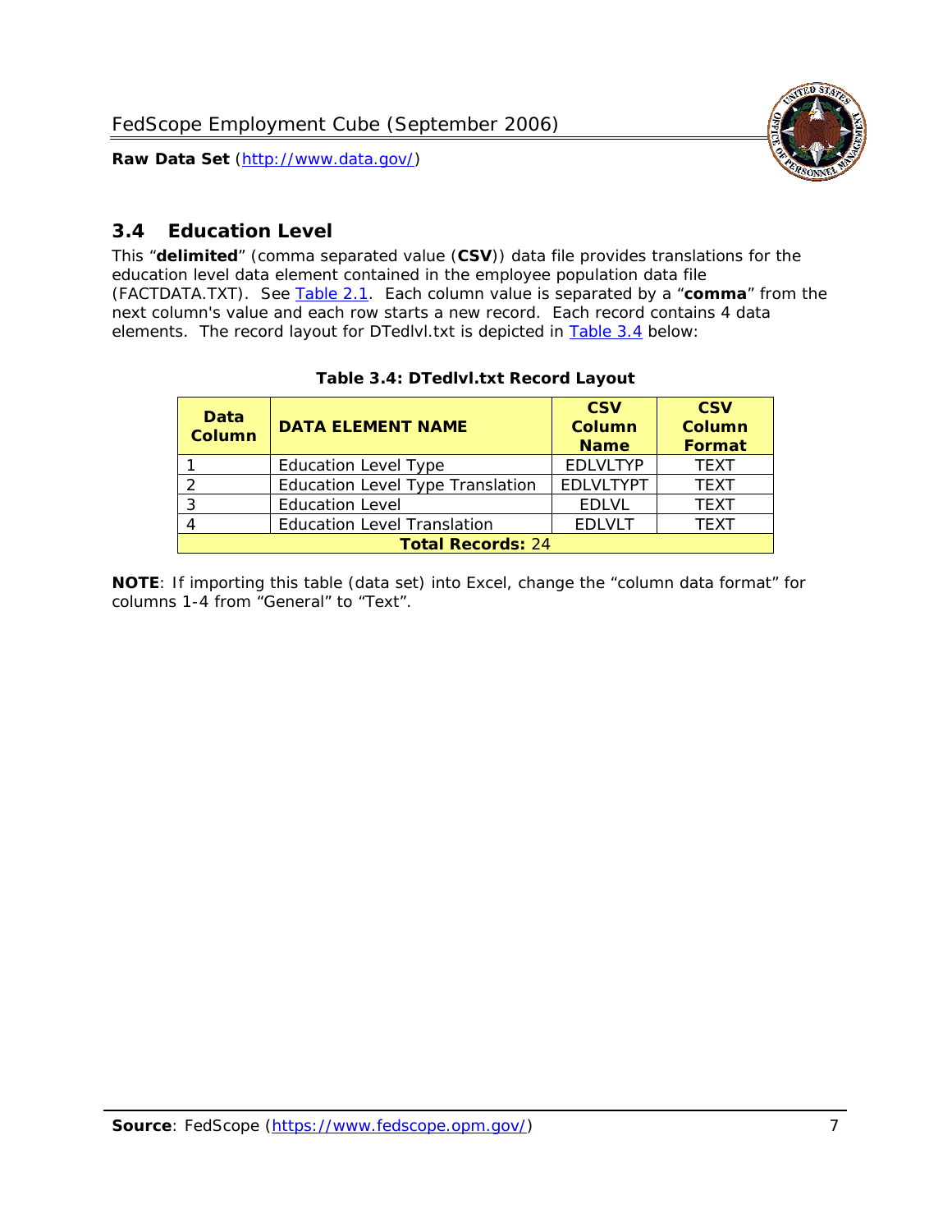## 3.4 Education Level

This "**delimited**" (comma separated value (**CSV**)) data file provides translations for the education level data element contained in the employee population data file (FACTDATA.TXT). See Table 2.1. Each column value is separated by a "**comma**" from the next column's value and each row starts a new record. Each record contains 4 data elements. The record layout for DTedlvl.txt is depicted in Table 3.4 below:

**Table 3.4: DTedlvl.txt Record Layout**

| Data Column | DATA ELEMENT NAME | CSV Column Name | CSV Column Format |
|---|---|---|---|
| 1 | Education Level Type | EDLVLTYP | TEXT |
| 2 | Education Level Type Translation | EDLVLTYPT | TEXT |
| 3 | Education Level | EDLVL | TEXT |
| 4 | Education Level Translation | EDLVLT | TEXT |
| **Total Records:** 24 | | | |

**NOTE**: If importing this table (data set) into Excel, change the "column data format" for columns 1-4 from "General" to "Text".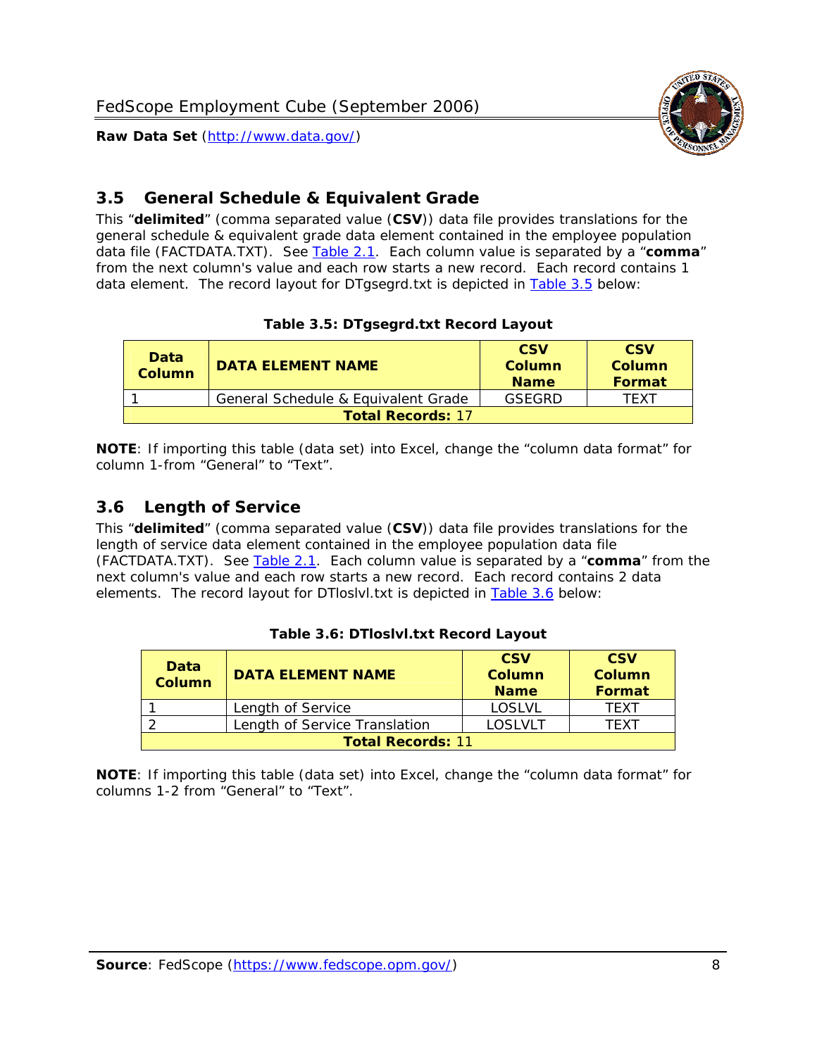## 3.5 General Schedule & Equivalent Grade

This "**delimited**" (comma separated value (**CSV**)) data file provides translations for the general schedule & equivalent grade data element contained in the employee population data file (FACTDATA.TXT). See Table 2.1. Each column value is separated by a "**comma**" from the next column's value and each row starts a new record. Each record contains 1 data element. The record layout for DTgsegrd.txt is depicted in Table 3.5 below:

**Table 3.5: DTgsegrd.txt Record Layout**

| Data Column | DATA ELEMENT NAME | CSV Column Name | CSV Column Format |
|---|---|---|---|
| 1 | General Schedule & Equivalent Grade | GSEGRD | TEXT |
| **Total Records:** 17 | | | |

**NOTE**: If importing this table (data set) into Excel, change the "column data format" for column 1-from "General" to "Text".

## 3.6 Length of Service

This "**delimited**" (comma separated value (**CSV**)) data file provides translations for the length of service data element contained in the employee population data file (FACTDATA.TXT). See Table 2.1. Each column value is separated by a "**comma**" from the next column's value and each row starts a new record. Each record contains 2 data elements. The record layout for DTloslvl.txt is depicted in Table 3.6 below:

**Table 3.6: DTloslvl.txt Record Layout**

| Data Column | DATA ELEMENT NAME | CSV Column Name | CSV Column Format |
|---|---|---|---|
| 1 | Length of Service | LOSLVL | TEXT |
| 2 | Length of Service Translation | LOSLVLT | TEXT |
| **Total Records:** 11 | | | |

**NOTE**: If importing this table (data set) into Excel, change the "column data format" for columns 1-2 from "General" to "Text".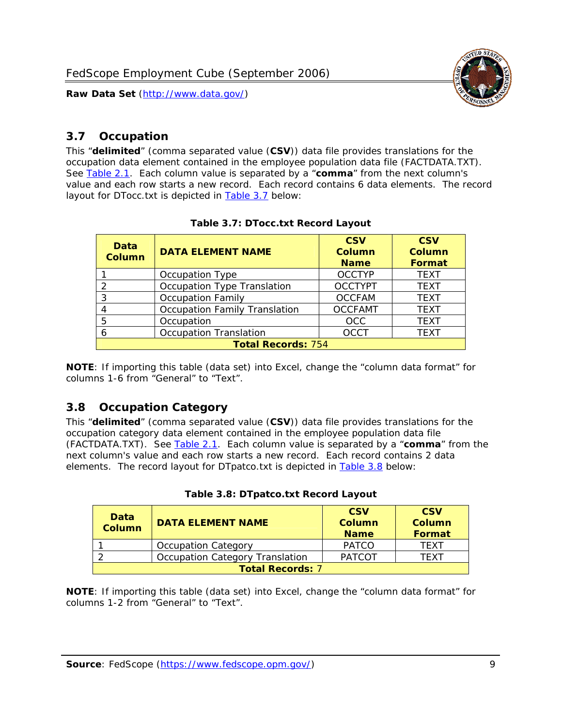## 3.7 Occupation

This "**delimited**" (comma separated value (**CSV**)) data file provides translations for the occupation data element contained in the employee population data file (FACTDATA.TXT). See Table 2.1. Each column value is separated by a "**comma**" from the next column's value and each row starts a new record. Each record contains 6 data elements. The record layout for DTocc.txt is depicted in Table 3.7 below:

**Table 3.7: DTocc.txt Record Layout**

| Data Column | DATA ELEMENT NAME | CSV Column Name | CSV Column Format |
|---|---|---|---|
| 1 | Occupation Type | OCCTYP | TEXT |
| 2 | Occupation Type Translation | OCCTYPT | TEXT |
| 3 | Occupation Family | OCCFAM | TEXT |
| 4 | Occupation Family Translation | OCCFAMT | TEXT |
| 5 | Occupation | OCC | TEXT |
| 6 | Occupation Translation | OCCT | TEXT |
| **Total Records:** 754 | | | |

**NOTE**: If importing this table (data set) into Excel, change the "column data format" for columns 1-6 from "General" to "Text".

## 3.8 Occupation Category

This "**delimited**" (comma separated value (**CSV**)) data file provides translations for the occupation category data element contained in the employee population data file (FACTDATA.TXT). See Table 2.1. Each column value is separated by a "**comma**" from the next column's value and each row starts a new record. Each record contains 2 data elements. The record layout for DTpatco.txt is depicted in Table 3.8 below:

**Table 3.8: DTpatco.txt Record Layout**

| Data Column | DATA ELEMENT NAME | CSV Column Name | CSV Column Format |
|---|---|---|---|
| 1 | Occupation Category | PATCO | TEXT |
| 2 | Occupation Category Translation | PATCOT | TEXT |
| **Total Records:** 7 | | | |

**NOTE**: If importing this table (data set) into Excel, change the "column data format" for columns 1-2 from "General" to "Text".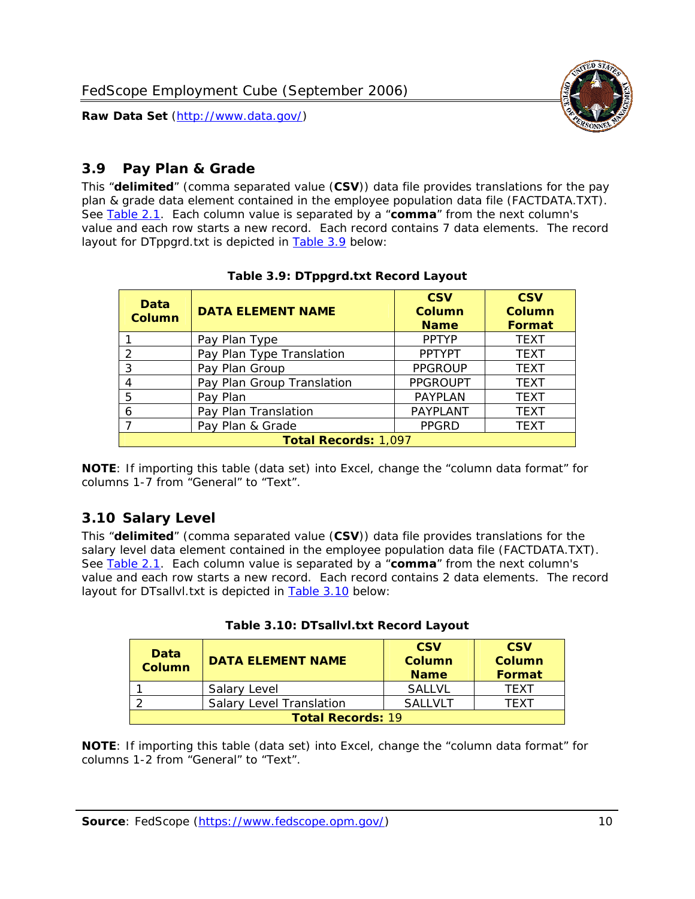## 3.9 Pay Plan & Grade

This "**delimited**" (comma separated value (**CSV**)) data file provides translations for the pay plan & grade data element contained in the employee population data file (FACTDATA.TXT). See Table 2.1. Each column value is separated by a "**comma**" from the next column's value and each row starts a new record. Each record contains 7 data elements. The record layout for DTppgrd.txt is depicted in Table 3.9 below:

**Table 3.9: DTppgrd.txt Record Layout**

| Data Column | DATA ELEMENT NAME | CSV Column Name | CSV Column Format |
|---|---|---|---|
| 1 | Pay Plan Type | PPTYP | TEXT |
| 2 | Pay Plan Type Translation | PPTYPT | TEXT |
| 3 | Pay Plan Group | PPGROUP | TEXT |
| 4 | Pay Plan Group Translation | PPGROUPT | TEXT |
| 5 | Pay Plan | PAYPLAN | TEXT |
| 6 | Pay Plan Translation | PAYPLANT | TEXT |
| 7 | Pay Plan & Grade | PPGRD | TEXT |
| **Total Records:** 1,097 | | | |

**NOTE**: If importing this table (data set) into Excel, change the "column data format" for columns 1-7 from "General" to "Text".

## 3.10 Salary Level

This "**delimited**" (comma separated value (**CSV**)) data file provides translations for the salary level data element contained in the employee population data file (FACTDATA.TXT). See Table 2.1. Each column value is separated by a "**comma**" from the next column's value and each row starts a new record. Each record contains 2 data elements. The record layout for DTsallvl.txt is depicted in Table 3.10 below:

**Table 3.10: DTsallvl.txt Record Layout**

| Data Column | DATA ELEMENT NAME | CSV Column Name | CSV Column Format |
|---|---|---|---|
| 1 | Salary Level | SALLVL | TEXT |
| 2 | Salary Level Translation | SALLVLT | TEXT |
| **Total Records:** 19 | | | |

**NOTE**: If importing this table (data set) into Excel, change the "column data format" for columns 1-2 from "General" to "Text".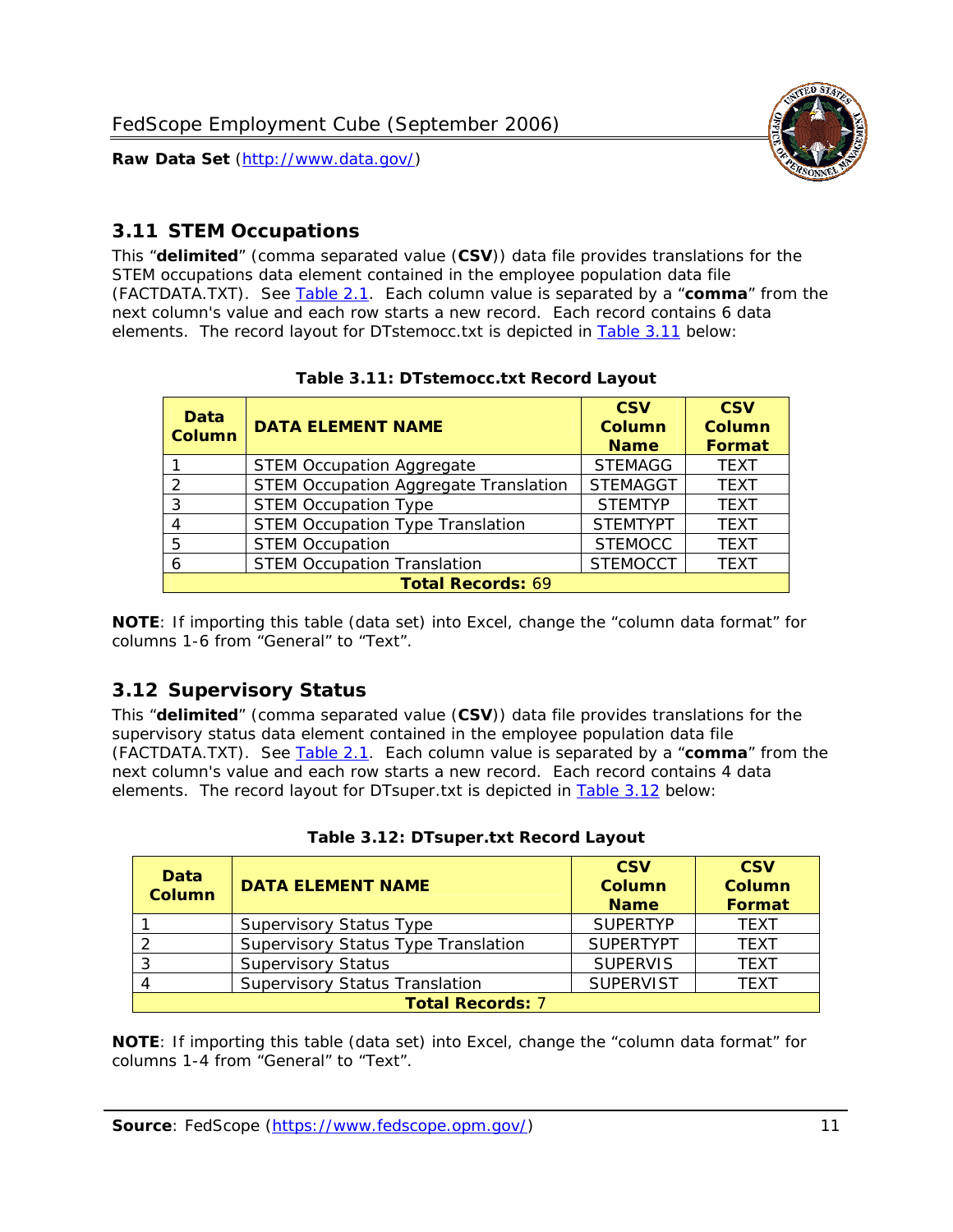## 3.11 STEM Occupations

This "**delimited**" (comma separated value (**CSV**)) data file provides translations for the STEM occupations data element contained in the employee population data file (FACTDATA.TXT). See Table 2.1. Each column value is separated by a "**comma**" from the next column's value and each row starts a new record. Each record contains 6 data elements. The record layout for DTstemocc.txt is depicted in Table 3.11 below:

**Table 3.11: DTstemocc.txt Record Layout**

| Data Column | DATA ELEMENT NAME | CSV Column Name | CSV Column Format |
|---|---|---|---|
| 1 | STEM Occupation Aggregate | STEMAGG | TEXT |
| 2 | STEM Occupation Aggregate Translation | STEMAGGT | TEXT |
| 3 | STEM Occupation Type | STEMTYP | TEXT |
| 4 | STEM Occupation Type Translation | STEMTYPT | TEXT |
| 5 | STEM Occupation | STEMOCC | TEXT |
| 6 | STEM Occupation Translation | STEMOCCT | TEXT |
| **Total Records:** 69 | | | |

**NOTE**: If importing this table (data set) into Excel, change the "column data format" for columns 1-6 from "General" to "Text".

## 3.12 Supervisory Status

This "**delimited**" (comma separated value (**CSV**)) data file provides translations for the supervisory status data element contained in the employee population data file (FACTDATA.TXT). See Table 2.1. Each column value is separated by a "**comma**" from the next column's value and each row starts a new record. Each record contains 4 data elements. The record layout for DTsuper.txt is depicted in Table 3.12 below:

**Table 3.12: DTsuper.txt Record Layout**

| Data Column | DATA ELEMENT NAME | CSV Column Name | CSV Column Format |
|---|---|---|---|
| 1 | Supervisory Status Type | SUPERTYP | TEXT |
| 2 | Supervisory Status Type Translation | SUPERTYPT | TEXT |
| 3 | Supervisory Status | SUPERVIS | TEXT |
| 4 | Supervisory Status Translation | SUPERVIST | TEXT |
| **Total Records:** 7 | | | |

**NOTE**: If importing this table (data set) into Excel, change the "column data format" for columns 1-4 from "General" to "Text".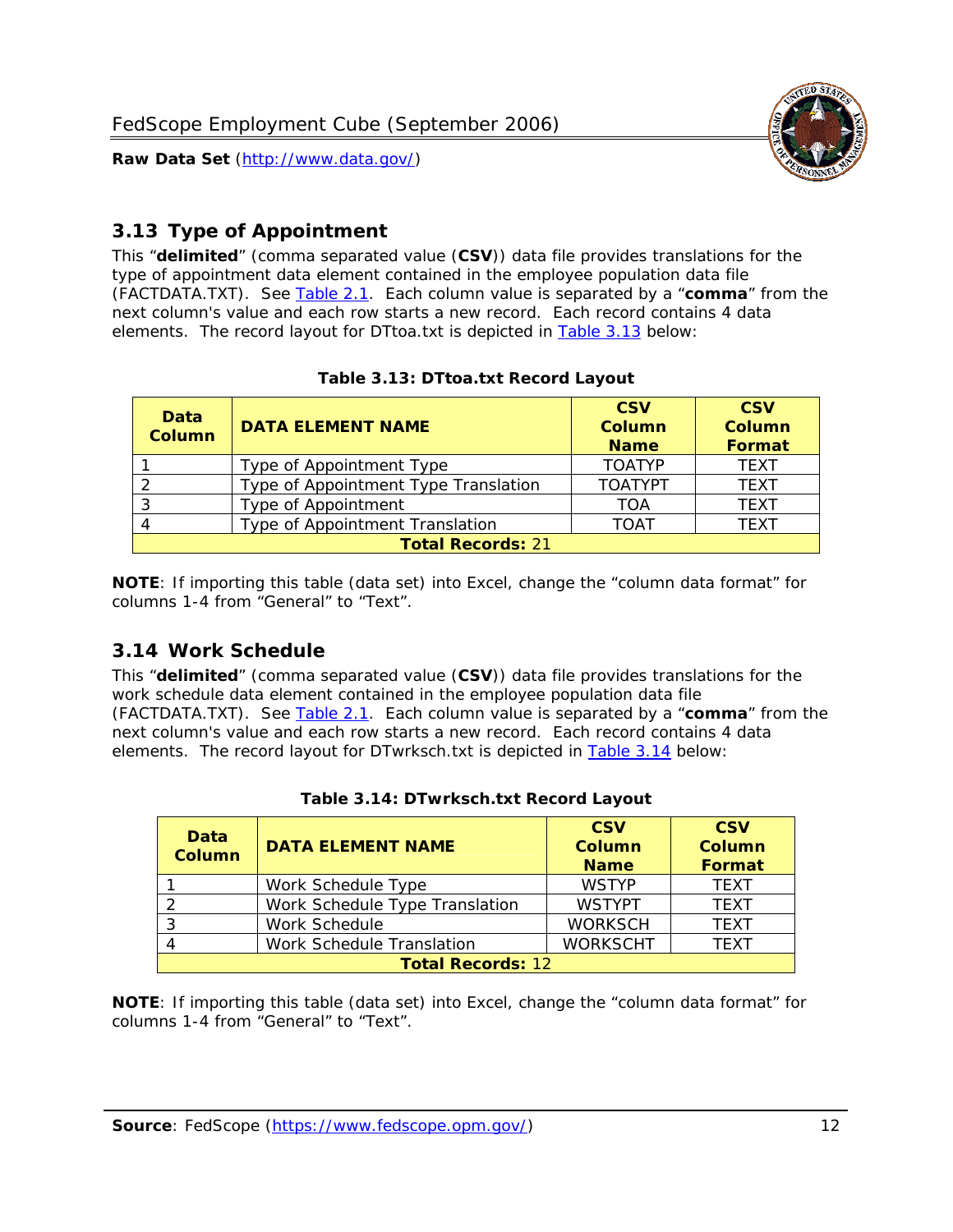## 3.13 Type of Appointment

This "**delimited**" (comma separated value (**CSV**)) data file provides translations for the type of appointment data element contained in the employee population data file (FACTDATA.TXT). See Table 2.1. Each column value is separated by a "**comma**" from the next column's value and each row starts a new record. Each record contains 4 data elements. The record layout for DTtoa.txt is depicted in Table 3.13 below:

**Table 3.13: DTtoa.txt Record Layout**

| Data Column | DATA ELEMENT NAME | CSV Column Name | CSV Column Format |
|---|---|---|---|
| 1 | Type of Appointment Type | TOATYP | TEXT |
| 2 | Type of Appointment Type Translation | TOATYPT | TEXT |
| 3 | Type of Appointment | TOA | TEXT |
| 4 | Type of Appointment Translation | TOAT | TEXT |
| **Total Records:** 21 | | | |

**NOTE**: If importing this table (data set) into Excel, change the "column data format" for columns 1-4 from "General" to "Text".

## 3.14 Work Schedule

This "**delimited**" (comma separated value (**CSV**)) data file provides translations for the work schedule data element contained in the employee population data file (FACTDATA.TXT). See Table 2.1. Each column value is separated by a "**comma**" from the next column's value and each row starts a new record. Each record contains 4 data elements. The record layout for DTwrksch.txt is depicted in Table 3.14 below:

**Table 3.14: DTwrksch.txt Record Layout**

| Data Column | DATA ELEMENT NAME | CSV Column Name | CSV Column Format |
|---|---|---|---|
| 1 | Work Schedule Type | WSTYP | TEXT |
| 2 | Work Schedule Type Translation | WSTYPT | TEXT |
| 3 | Work Schedule | WORKSCH | TEXT |
| 4 | Work Schedule Translation | WORKSCHT | TEXT |
| **Total Records:** 12 | | | |

**NOTE**: If importing this table (data set) into Excel, change the "column data format" for columns 1-4 from "General" to "Text".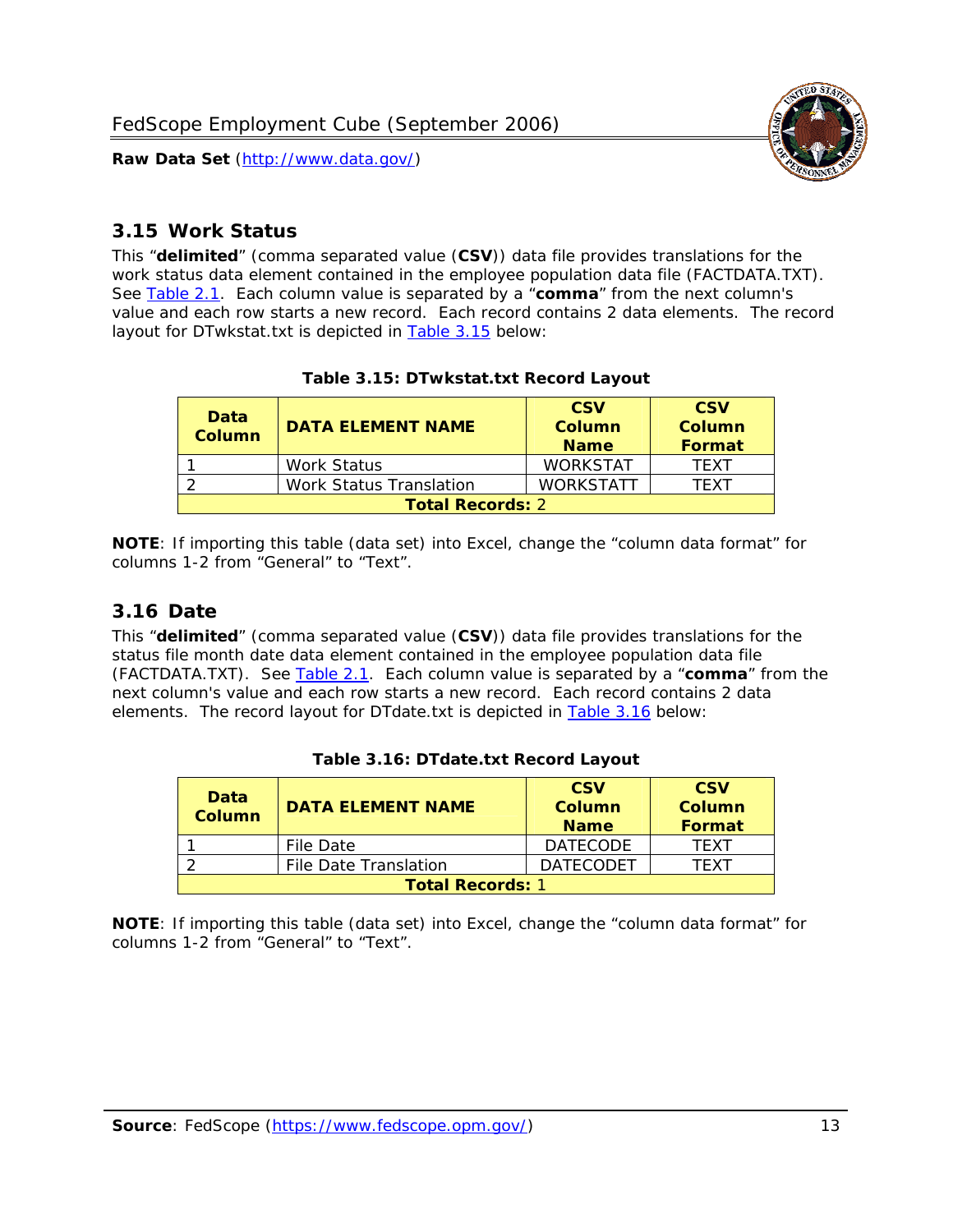## 3.15 Work Status

This “**delimited**” (comma separated value (**CSV**)) data file provides translations for the work status data element contained in the employee population data file (FACTDATA.TXT). See Table 2.1. Each column value is separated by a “**comma**” from the next column's value and each row starts a new record. Each record contains 2 data elements. The record layout for DTwkstat.txt is depicted in Table 3.15 below:

**Table 3.15: DTwkstat.txt Record Layout**

| Data Column | DATA ELEMENT NAME | CSV Column Name | CSV Column Format |
|---|---|---|---|
| 1 | Work Status | WORKSTAT | TEXT |
| 2 | Work Status Translation | WORKSTATT | TEXT |
| **Total Records:** 2 | | | |

**NOTE**: If importing this table (data set) into Excel, change the “column data format” for columns 1-2 from “General” to “Text”.

## 3.16 Date

This “**delimited**” (comma separated value (**CSV**)) data file provides translations for the status file month date data element contained in the employee population data file (FACTDATA.TXT). See Table 2.1. Each column value is separated by a “**comma**” from the next column's value and each row starts a new record. Each record contains 2 data elements. The record layout for DTdate.txt is depicted in Table 3.16 below:

**Table 3.16: DTdate.txt Record Layout**

| Data Column | DATA ELEMENT NAME | CSV Column Name | CSV Column Format |
|---|---|---|---|
| 1 | File Date | DATECODE | TEXT |
| 2 | File Date Translation | DATECODET | TEXT |
| **Total Records:** 1 | | | |

**NOTE**: If importing this table (data set) into Excel, change the “column data format” for columns 1-2 from “General” to “Text”.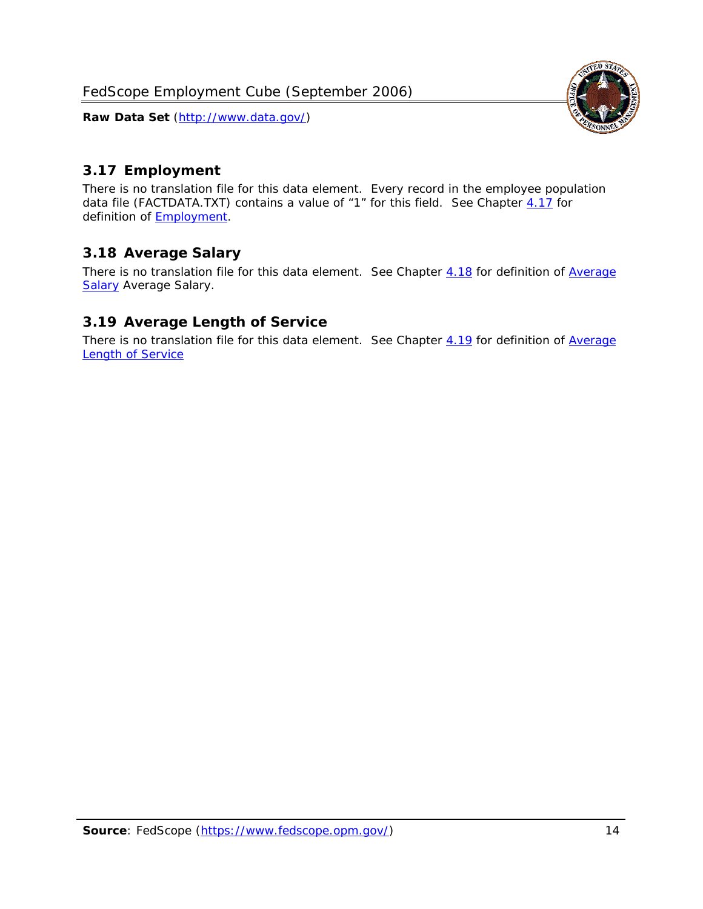## 3.17 Employment

There is no translation file for this data element. Every record in the employee population data file (FACTDATA.TXT) contains a value of "1" for this field. See Chapter 4.17 for definition of Employment.

## 3.18 Average Salary

There is no translation file for this data element. See Chapter 4.18 for definition of Average Salary Average Salary.

## 3.19 Average Length of Service

There is no translation file for this data element. See Chapter 4.19 for definition of Average Length of Service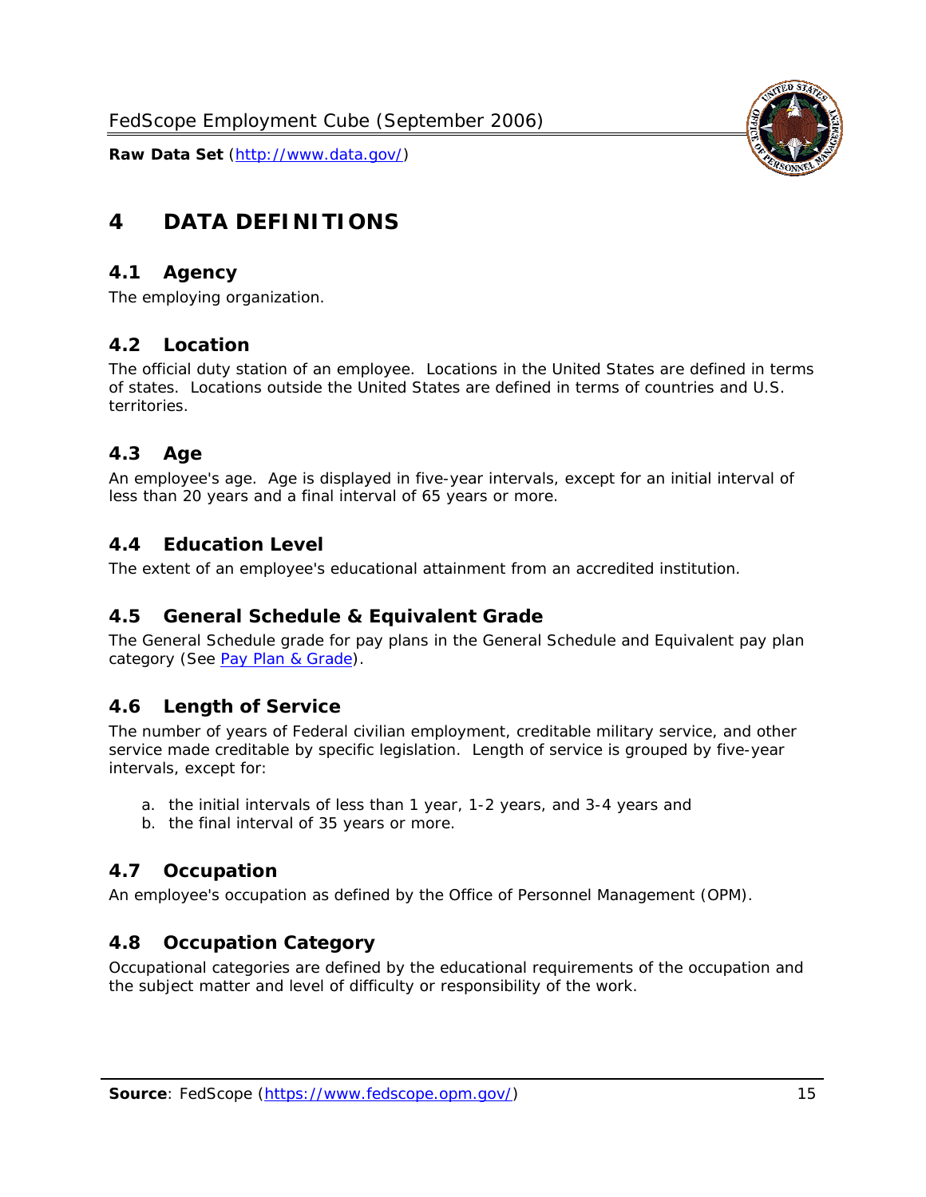# 4 DATA DEFINITIONS

## 4.1 Agency

The employing organization.

## 4.2 Location

The official duty station of an employee. Locations in the United States are defined in terms of states. Locations outside the United States are defined in terms of countries and U.S. territories.

## 4.3 Age

An employee's age. Age is displayed in five-year intervals, except for an initial interval of less than 20 years and a final interval of 65 years or more.

## 4.4 Education Level

The extent of an employee's educational attainment from an accredited institution.

## 4.5 General Schedule & Equivalent Grade

The General Schedule grade for pay plans in the General Schedule and Equivalent pay plan category (See Pay Plan & Grade).

## 4.6 Length of Service

The number of years of Federal civilian employment, creditable military service, and other service made creditable by specific legislation. Length of service is grouped by five-year intervals, except for:

a. the initial intervals of less than 1 year, 1-2 years, and 3-4 years and
b. the final interval of 35 years or more.

## 4.7 Occupation

An employee's occupation as defined by the Office of Personnel Management (OPM).

## 4.8 Occupation Category

Occupational categories are defined by the educational requirements of the occupation and the subject matter and level of difficulty or responsibility of the work.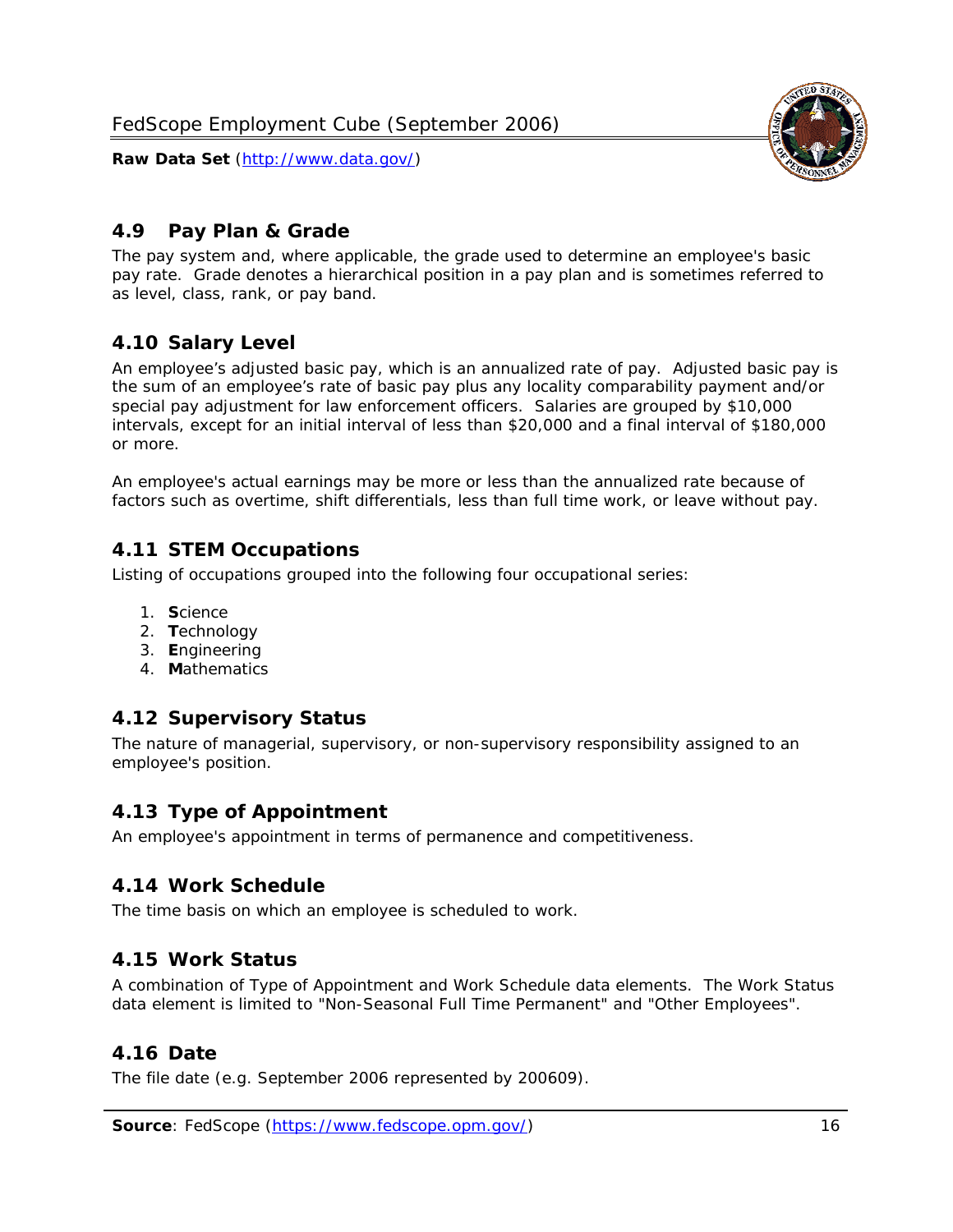## 4.9 Pay Plan & Grade

The pay system and, where applicable, the grade used to determine an employee's basic pay rate. Grade denotes a hierarchical position in a pay plan and is sometimes referred to as level, class, rank, or pay band.

## 4.10 Salary Level

An employee's adjusted basic pay, which is an annualized rate of pay. Adjusted basic pay is the sum of an employee's rate of basic pay plus any locality comparability payment and/or special pay adjustment for law enforcement officers. Salaries are grouped by $10,000 intervals, except for an initial interval of less than $20,000 and a final interval of $180,000 or more.

An employee's actual earnings may be more or less than the annualized rate because of factors such as overtime, shift differentials, less than full time work, or leave without pay.

## 4.11 STEM Occupations

Listing of occupations grouped into the following four occupational series:

1. **S**cience
2. **T**echnology
3. **E**ngineering
4. **M**athematics

## 4.12 Supervisory Status

The nature of managerial, supervisory, or non-supervisory responsibility assigned to an employee's position.

## 4.13 Type of Appointment

An employee's appointment in terms of permanence and competitiveness.

## 4.14 Work Schedule

The time basis on which an employee is scheduled to work.

## 4.15 Work Status

A combination of Type of Appointment and Work Schedule data elements. The Work Status data element is limited to "Non-Seasonal Full Time Permanent" and "Other Employees".

## 4.16 Date

The file date (e.g. September 2006 represented by 200609).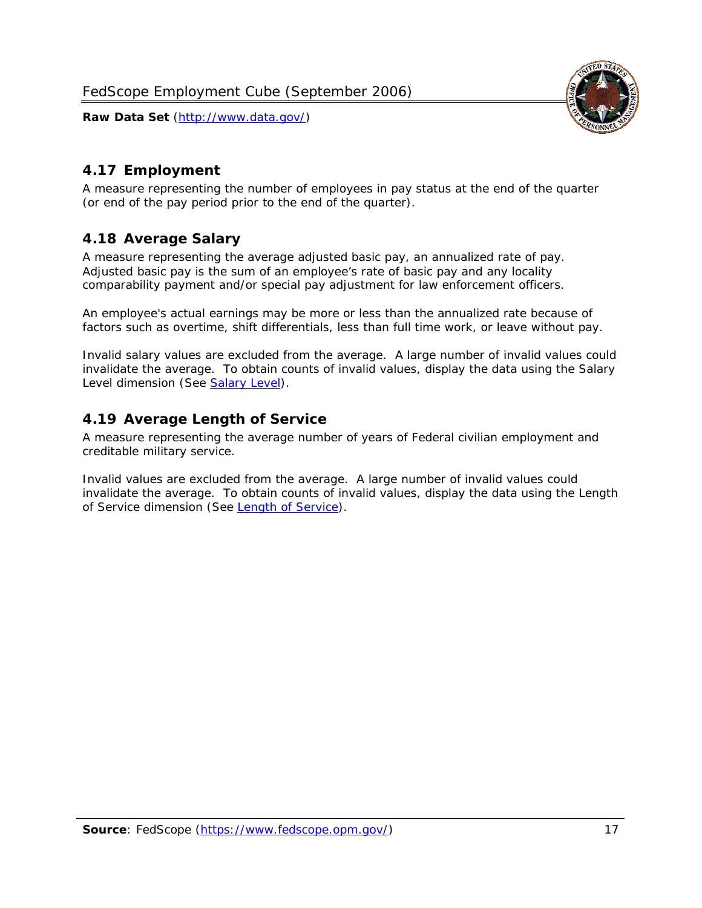## 4.17 Employment

A measure representing the number of employees in pay status at the end of the quarter (or end of the pay period prior to the end of the quarter).

## 4.18 Average Salary

A measure representing the average adjusted basic pay, an annualized rate of pay. Adjusted basic pay is the sum of an employee's rate of basic pay and any locality comparability payment and/or special pay adjustment for law enforcement officers.

An employee's actual earnings may be more or less than the annualized rate because of factors such as overtime, shift differentials, less than full time work, or leave without pay.

Invalid salary values are excluded from the average. A large number of invalid values could invalidate the average. To obtain counts of invalid values, display the data using the Salary Level dimension (See Salary Level).

## 4.19 Average Length of Service

A measure representing the average number of years of Federal civilian employment and creditable military service.

Invalid values are excluded from the average. A large number of invalid values could invalidate the average. To obtain counts of invalid values, display the data using the Length of Service dimension (See Length of Service).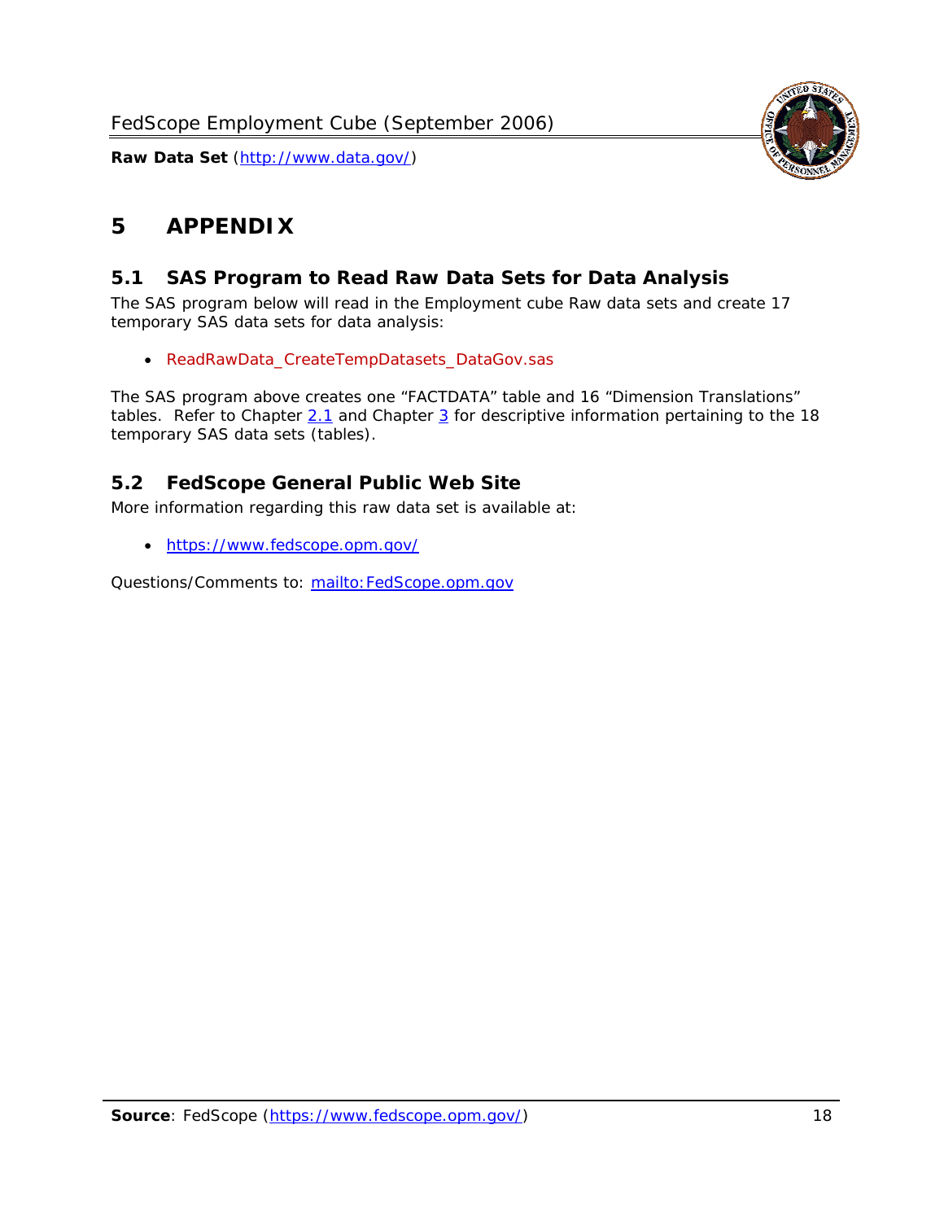# 5 APPENDIX

## 5.1 SAS Program to Read Raw Data Sets for Data Analysis

The SAS program below will read in the Employment cube Raw data sets and create 17 temporary SAS data sets for data analysis:

- ReadRawData_CreateTempDatasets_DataGov.sas

The SAS program above creates one "FACTDATA" table and 16 "Dimension Translations" tables. Refer to Chapter 2.1 and Chapter 3 for descriptive information pertaining to the 18 temporary SAS data sets (tables).

## 5.2 FedScope General Public Web Site

More information regarding this raw data set is available at:

- https://www.fedscope.opm.gov/

Questions/Comments to: mailto:FedScope.opm.gov